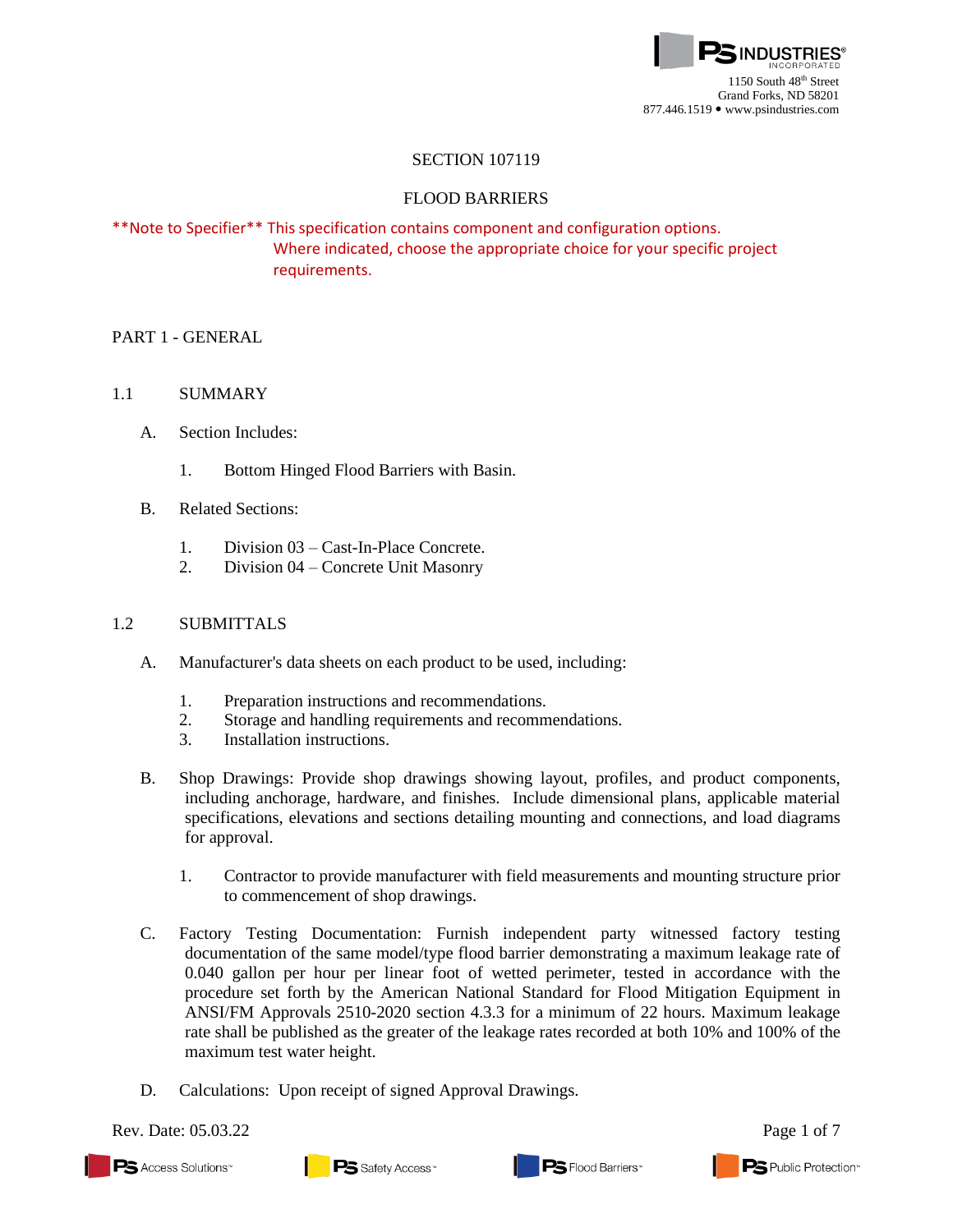PS INDUSTRIES® INCORPORATED
1150 South 48th Street
Grand Forks, ND 58201
877.446.1519 • www.psindustries.com

# SECTION 107119

# FLOOD BARRIERS

**Note to Specifier** This specification contains component and configuration options. Where indicated, choose the appropriate choice for your specific project requirements.

## PART 1 - GENERAL

### 1.1 SUMMARY

A. Section Includes:

1. Bottom Hinged Flood Barriers with Basin.

B. Related Sections:

1. Division 03 – Cast-In-Place Concrete.
2. Division 04 – Concrete Unit Masonry

### 1.2 SUBMITTALS

A. Manufacturer's data sheets on each product to be used, including:

1. Preparation instructions and recommendations.
2. Storage and handling requirements and recommendations.
3. Installation instructions.

B. Shop Drawings: Provide shop drawings showing layout, profiles, and product components, including anchorage, hardware, and finishes. Include dimensional plans, applicable material specifications, elevations and sections detailing mounting and connections, and load diagrams for approval.

1. Contractor to provide manufacturer with field measurements and mounting structure prior to commencement of shop drawings.

C. Factory Testing Documentation: Furnish independent party witnessed factory testing documentation of the same model/type flood barrier demonstrating a maximum leakage rate of 0.040 gallon per hour per linear foot of wetted perimeter, tested in accordance with the procedure set forth by the American National Standard for Flood Mitigation Equipment in ANSI/FM Approvals 2510-2020 section 4.3.3 for a minimum of 22 hours. Maximum leakage rate shall be published as the greater of the leakage rates recorded at both 10% and 100% of the maximum test water height.

D. Calculations: Upon receipt of signed Approval Drawings.

Rev. Date: 05.03.22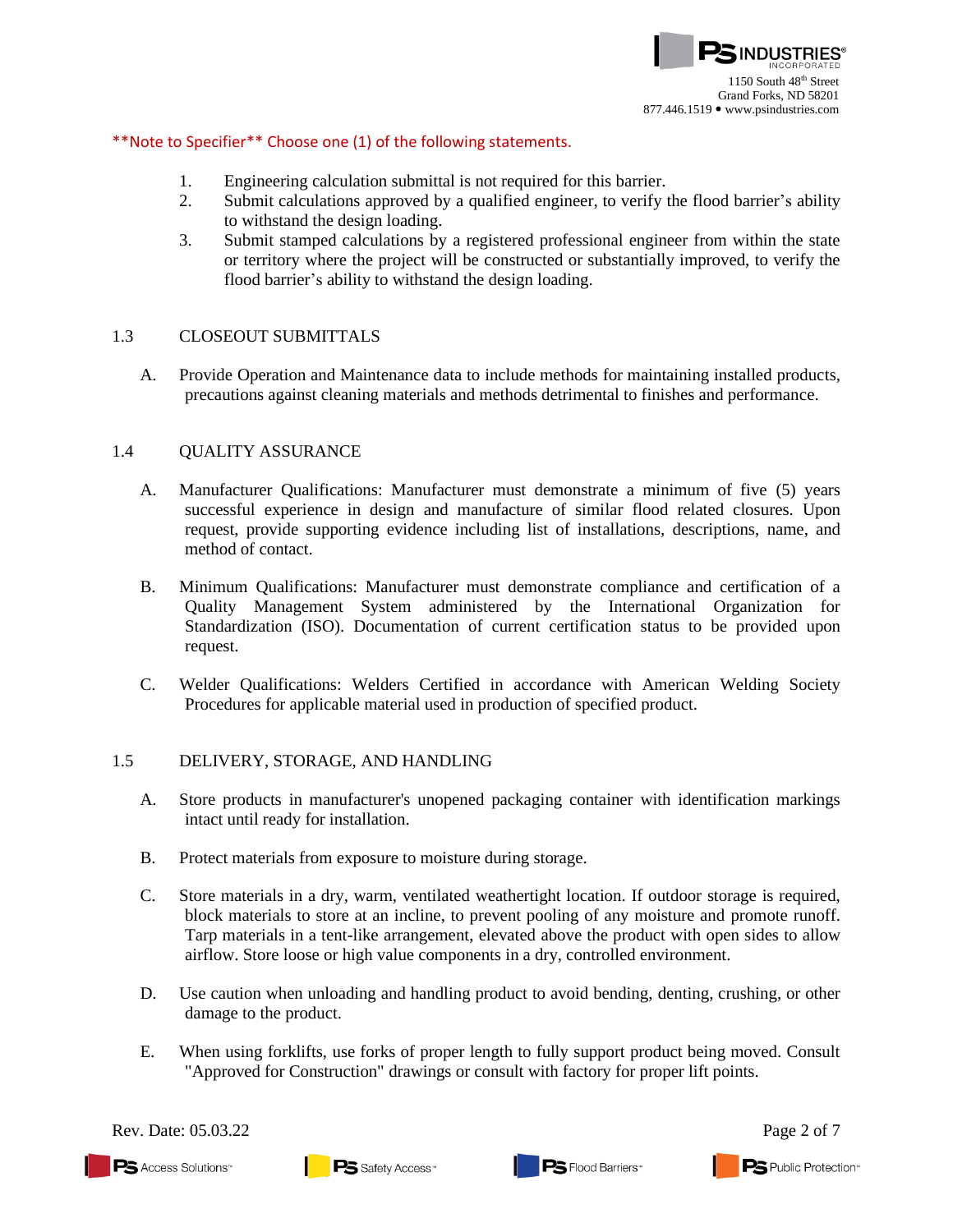**Note to Specifier** Choose one (1) of the following statements.

1. Engineering calculation submittal is not required for this barrier.
2. Submit calculations approved by a qualified engineer, to verify the flood barrier's ability to withstand the design loading.
3. Submit stamped calculations by a registered professional engineer from within the state or territory where the project will be constructed or substantially improved, to verify the flood barrier's ability to withstand the design loading.

## 1.3 CLOSEOUT SUBMITTALS

A. Provide Operation and Maintenance data to include methods for maintaining installed products, precautions against cleaning materials and methods detrimental to finishes and performance.

## 1.4 QUALITY ASSURANCE

A. Manufacturer Qualifications: Manufacturer must demonstrate a minimum of five (5) years successful experience in design and manufacture of similar flood related closures. Upon request, provide supporting evidence including list of installations, descriptions, name, and method of contact.

B. Minimum Qualifications: Manufacturer must demonstrate compliance and certification of a Quality Management System administered by the International Organization for Standardization (ISO). Documentation of current certification status to be provided upon request.

C. Welder Qualifications: Welders Certified in accordance with American Welding Society Procedures for applicable material used in production of specified product.

## 1.5 DELIVERY, STORAGE, AND HANDLING

A. Store products in manufacturer's unopened packaging container with identification markings intact until ready for installation.

B. Protect materials from exposure to moisture during storage.

C. Store materials in a dry, warm, ventilated weathertight location. If outdoor storage is required, block materials to store at an incline, to prevent pooling of any moisture and promote runoff. Tarp materials in a tent-like arrangement, elevated above the product with open sides to allow airflow. Store loose or high value components in a dry, controlled environment.

D. Use caution when unloading and handling product to avoid bending, denting, crushing, or other damage to the product.

E. When using forklifts, use forks of proper length to fully support product being moved. Consult "Approved for Construction" drawings or consult with factory for proper lift points.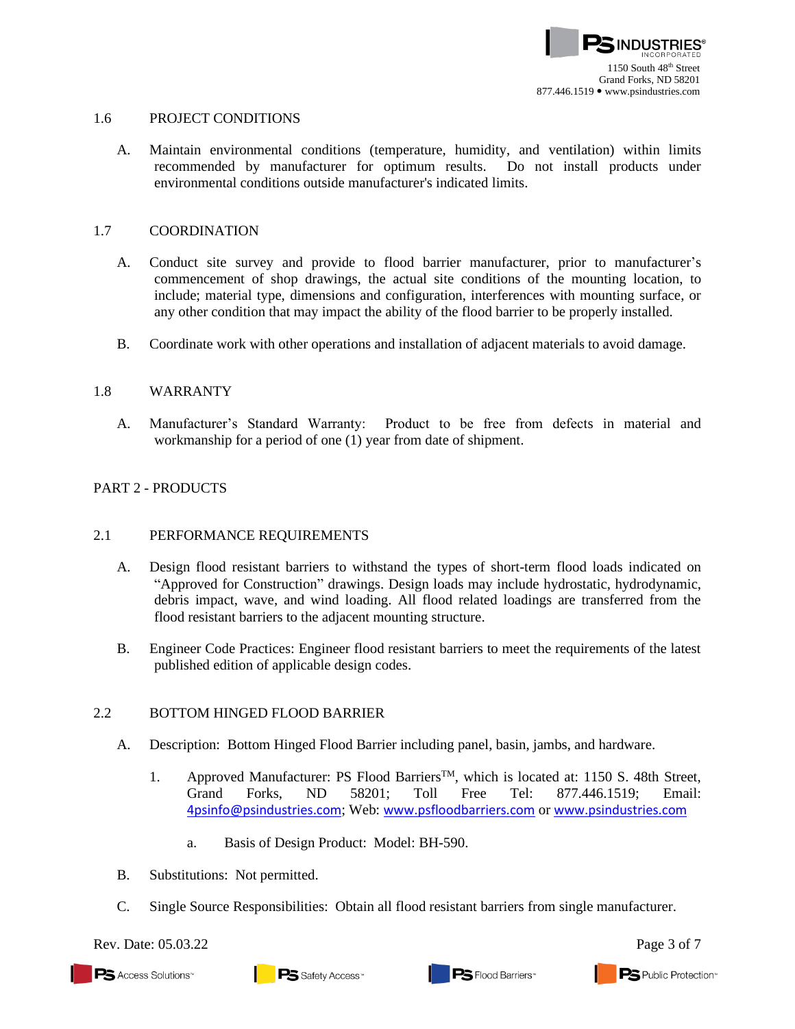## 1.6 PROJECT CONDITIONS

A. Maintain environmental conditions (temperature, humidity, and ventilation) within limits recommended by manufacturer for optimum results. Do not install products under environmental conditions outside manufacturer's indicated limits.

## 1.7 COORDINATION

A. Conduct site survey and provide to flood barrier manufacturer, prior to manufacturer's commencement of shop drawings, the actual site conditions of the mounting location, to include; material type, dimensions and configuration, interferences with mounting surface, or any other condition that may impact the ability of the flood barrier to be properly installed.

B. Coordinate work with other operations and installation of adjacent materials to avoid damage.

## 1.8 WARRANTY

A. Manufacturer's Standard Warranty: Product to be free from defects in material and workmanship for a period of one (1) year from date of shipment.

# PART 2 - PRODUCTS

## 2.1 PERFORMANCE REQUIREMENTS

A. Design flood resistant barriers to withstand the types of short-term flood loads indicated on "Approved for Construction" drawings. Design loads may include hydrostatic, hydrodynamic, debris impact, wave, and wind loading. All flood related loadings are transferred from the flood resistant barriers to the adjacent mounting structure.

B. Engineer Code Practices: Engineer flood resistant barriers to meet the requirements of the latest published edition of applicable design codes.

## 2.2 BOTTOM HINGED FLOOD BARRIER

A. Description: Bottom Hinged Flood Barrier including panel, basin, jambs, and hardware.

   1. Approved Manufacturer: PS Flood Barriers™, which is located at: 1150 S. 48th Street, Grand Forks, ND 58201; Toll Free Tel: 877.446.1519; Email: 4psinfo@psindustries.com; Web: www.psfloodbarriers.com or www.psindustries.com

      a. Basis of Design Product: Model: BH-590.

B. Substitutions: Not permitted.

C. Single Source Responsibilities: Obtain all flood resistant barriers from single manufacturer.

Rev. Date: 05.03.22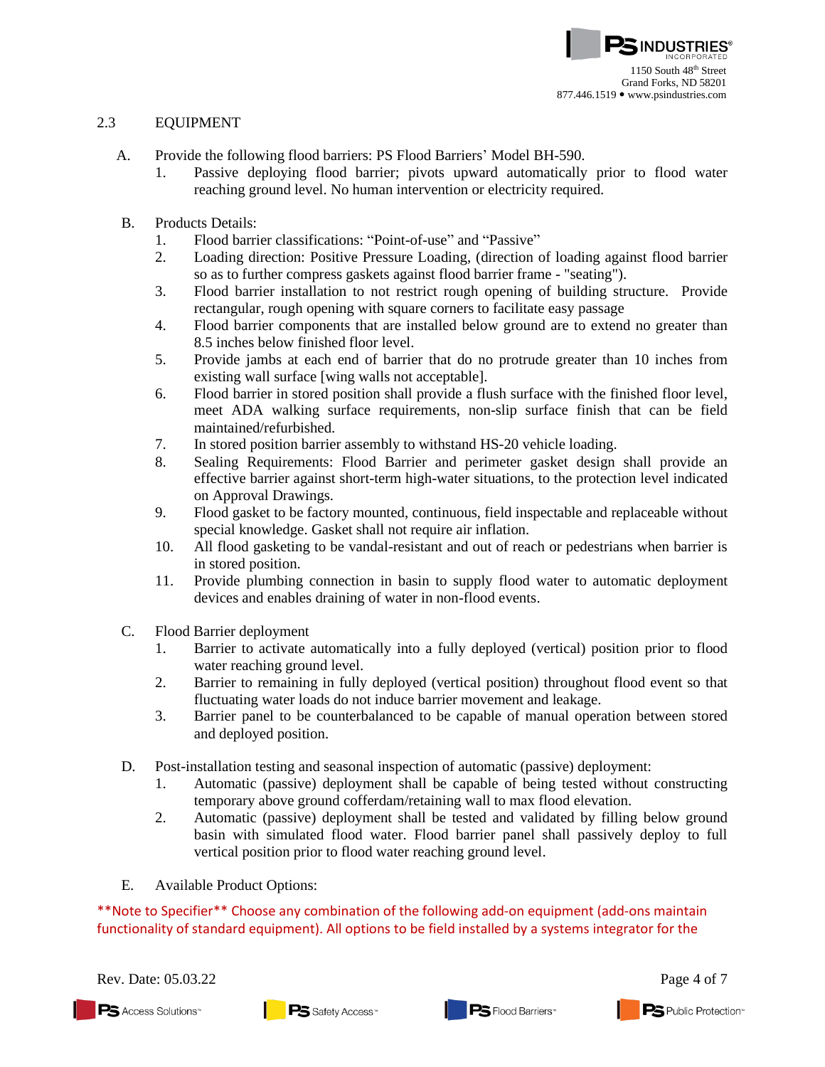## 2.3 EQUIPMENT

A. Provide the following flood barriers: PS Flood Barriers' Model BH-590.
   1. Passive deploying flood barrier; pivots upward automatically prior to flood water reaching ground level. No human intervention or electricity required.

B. Products Details:
   1. Flood barrier classifications: "Point-of-use" and "Passive"
   2. Loading direction: Positive Pressure Loading, (direction of loading against flood barrier so as to further compress gaskets against flood barrier frame - "seating").
   3. Flood barrier installation to not restrict rough opening of building structure. Provide rectangular, rough opening with square corners to facilitate easy passage
   4. Flood barrier components that are installed below ground are to extend no greater than 8.5 inches below finished floor level.
   5. Provide jambs at each end of barrier that do no protrude greater than 10 inches from existing wall surface [wing walls not acceptable].
   6. Flood barrier in stored position shall provide a flush surface with the finished floor level, meet ADA walking surface requirements, non-slip surface finish that can be field maintained/refurbished.
   7. In stored position barrier assembly to withstand HS-20 vehicle loading.
   8. Sealing Requirements: Flood Barrier and perimeter gasket design shall provide an effective barrier against short-term high-water situations, to the protection level indicated on Approval Drawings.
   9. Flood gasket to be factory mounted, continuous, field inspectable and replaceable without special knowledge. Gasket shall not require air inflation.
   10. All flood gasketing to be vandal-resistant and out of reach or pedestrians when barrier is in stored position.
   11. Provide plumbing connection in basin to supply flood water to automatic deployment devices and enables draining of water in non-flood events.

C. Flood Barrier deployment
   1. Barrier to activate automatically into a fully deployed (vertical) position prior to flood water reaching ground level.
   2. Barrier to remaining in fully deployed (vertical position) throughout flood event so that fluctuating water loads do not induce barrier movement and leakage.
   3. Barrier panel to be counterbalanced to be capable of manual operation between stored and deployed position.

D. Post-installation testing and seasonal inspection of automatic (passive) deployment:
   1. Automatic (passive) deployment shall be capable of being tested without constructing temporary above ground cofferdam/retaining wall to max flood elevation.
   2. Automatic (passive) deployment shall be tested and validated by filling below ground basin with simulated flood water. Flood barrier panel shall passively deploy to full vertical position prior to flood water reaching ground level.

E. Available Product Options:

**Note to Specifier** Choose any combination of the following add-on equipment (add-ons maintain functionality of standard equipment). All options to be field installed by a systems integrator for the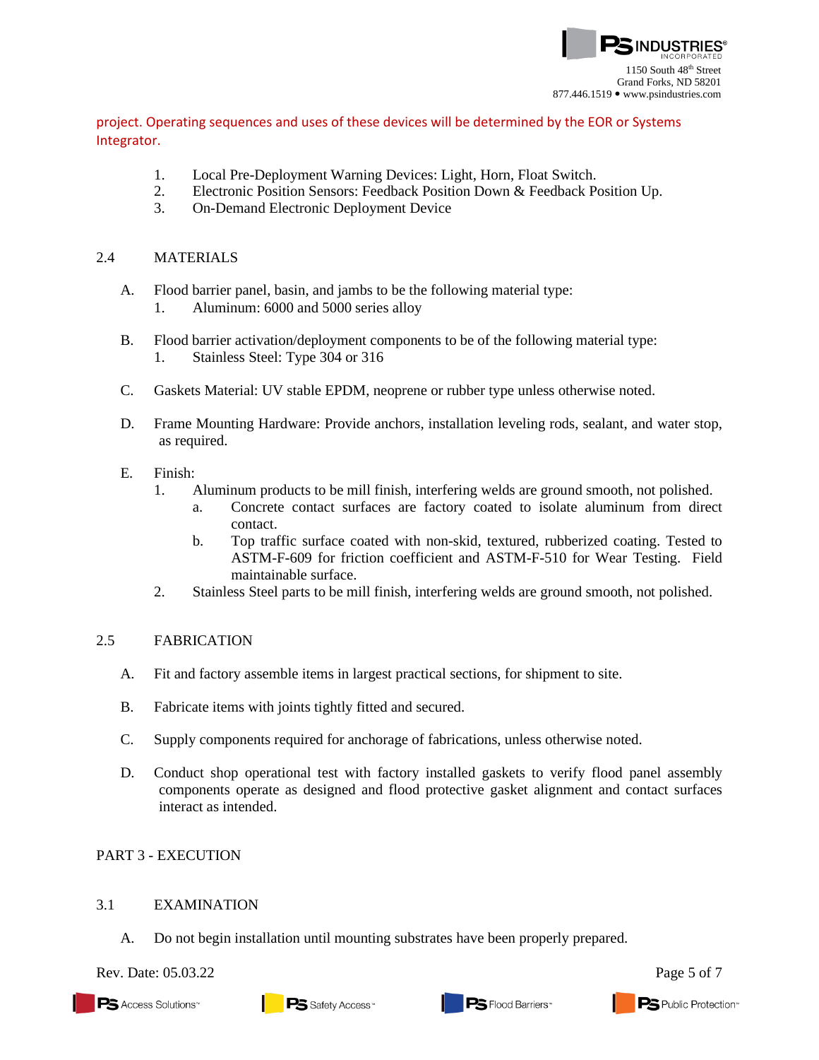project. Operating sequences and uses of these devices will be determined by the EOR or Systems Integrator.

1. Local Pre-Deployment Warning Devices: Light, Horn, Float Switch.
2. Electronic Position Sensors: Feedback Position Down & Feedback Position Up.
3. On-Demand Electronic Deployment Device

## 2.4 MATERIALS

A. Flood barrier panel, basin, and jambs to be the following material type:
   1. Aluminum: 6000 and 5000 series alloy

B. Flood barrier activation/deployment components to be of the following material type:
   1. Stainless Steel: Type 304 or 316

C. Gaskets Material: UV stable EPDM, neoprene or rubber type unless otherwise noted.

D. Frame Mounting Hardware: Provide anchors, installation leveling rods, sealant, and water stop, as required.

E. Finish:
   1. Aluminum products to be mill finish, interfering welds are ground smooth, not polished.
      a. Concrete contact surfaces are factory coated to isolate aluminum from direct contact.
      b. Top traffic surface coated with non-skid, textured, rubberized coating. Tested to ASTM-F-609 for friction coefficient and ASTM-F-510 for Wear Testing. Field maintainable surface.
   2. Stainless Steel parts to be mill finish, interfering welds are ground smooth, not polished.

## 2.5 FABRICATION

A. Fit and factory assemble items in largest practical sections, for shipment to site.

B. Fabricate items with joints tightly fitted and secured.

C. Supply components required for anchorage of fabrications, unless otherwise noted.

D. Conduct shop operational test with factory installed gaskets to verify flood panel assembly components operate as designed and flood protective gasket alignment and contact surfaces interact as intended.

# PART 3 - EXECUTION

## 3.1 EXAMINATION

A. Do not begin installation until mounting substrates have been properly prepared.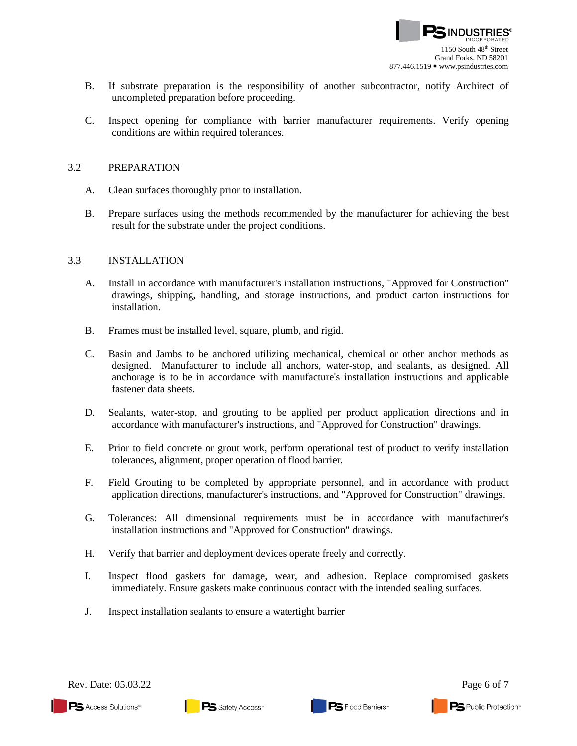B. If substrate preparation is the responsibility of another subcontractor, notify Architect of uncompleted preparation before proceeding.

C. Inspect opening for compliance with barrier manufacturer requirements. Verify opening conditions are within required tolerances.

## 3.2 PREPARATION

A. Clean surfaces thoroughly prior to installation.

B. Prepare surfaces using the methods recommended by the manufacturer for achieving the best result for the substrate under the project conditions.

## 3.3 INSTALLATION

A. Install in accordance with manufacturer's installation instructions, "Approved for Construction" drawings, shipping, handling, and storage instructions, and product carton instructions for installation.

B. Frames must be installed level, square, plumb, and rigid.

C. Basin and Jambs to be anchored utilizing mechanical, chemical or other anchor methods as designed. Manufacturer to include all anchors, water-stop, and sealants, as designed. All anchorage is to be in accordance with manufacture's installation instructions and applicable fastener data sheets.

D. Sealants, water-stop, and grouting to be applied per product application directions and in accordance with manufacturer's instructions, and "Approved for Construction" drawings.

E. Prior to field concrete or grout work, perform operational test of product to verify installation tolerances, alignment, proper operation of flood barrier.

F. Field Grouting to be completed by appropriate personnel, and in accordance with product application directions, manufacturer's instructions, and "Approved for Construction" drawings.

G. Tolerances: All dimensional requirements must be in accordance with manufacturer's installation instructions and "Approved for Construction" drawings.

H. Verify that barrier and deployment devices operate freely and correctly.

I. Inspect flood gaskets for damage, wear, and adhesion. Replace compromised gaskets immediately. Ensure gaskets make continuous contact with the intended sealing surfaces.

J. Inspect installation sealants to ensure a watertight barrier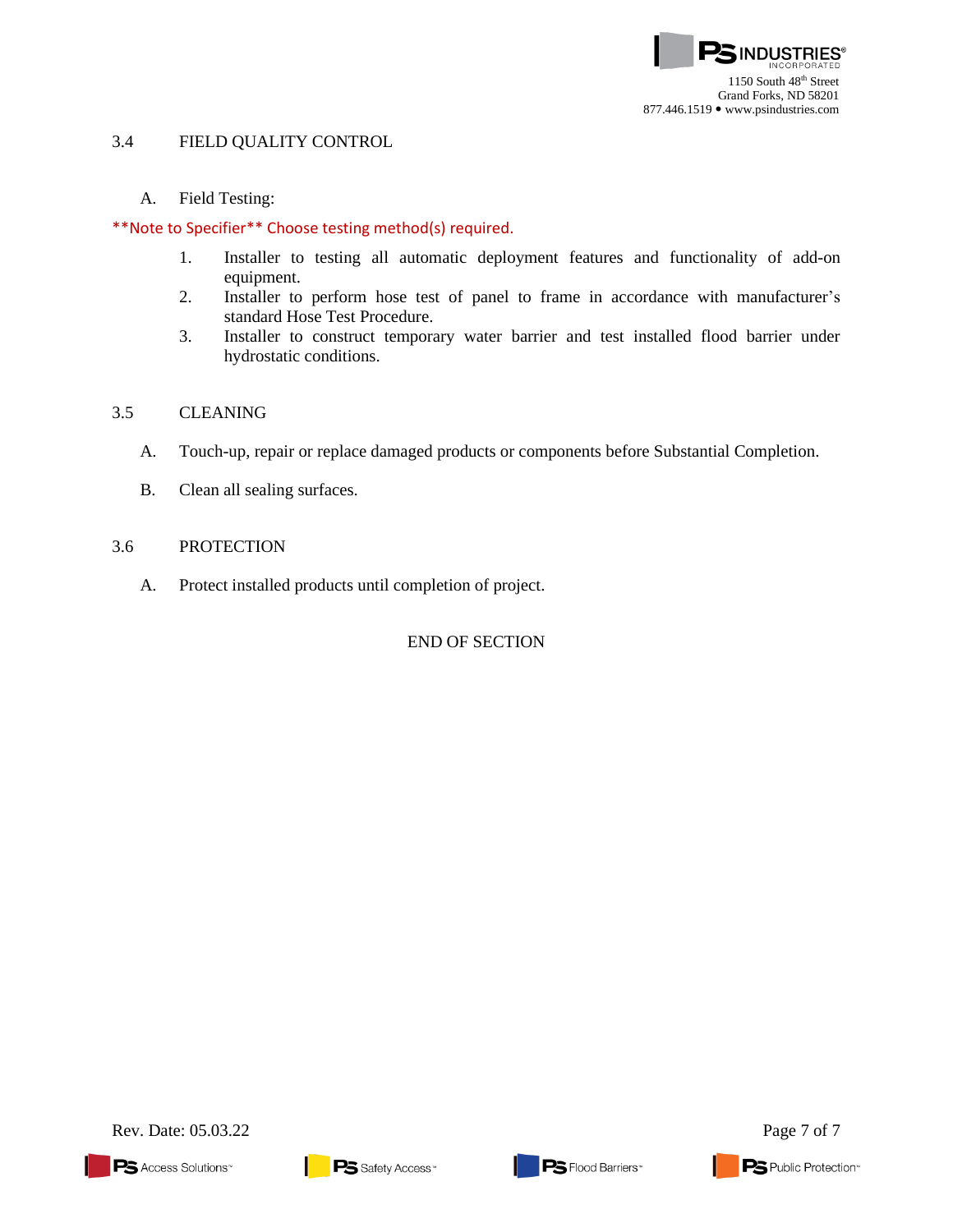## 3.4 FIELD QUALITY CONTROL

A. Field Testing:

**Note to Specifier** Choose testing method(s) required.

1. Installer to testing all automatic deployment features and functionality of add-on equipment.
2. Installer to perform hose test of panel to frame in accordance with manufacturer's standard Hose Test Procedure.
3. Installer to construct temporary water barrier and test installed flood barrier under hydrostatic conditions.

## 3.5 CLEANING

A. Touch-up, repair or replace damaged products or components before Substantial Completion.

B. Clean all sealing surfaces.

## 3.6 PROTECTION

A. Protect installed products until completion of project.

END OF SECTION

Rev. Date: 05.03.22